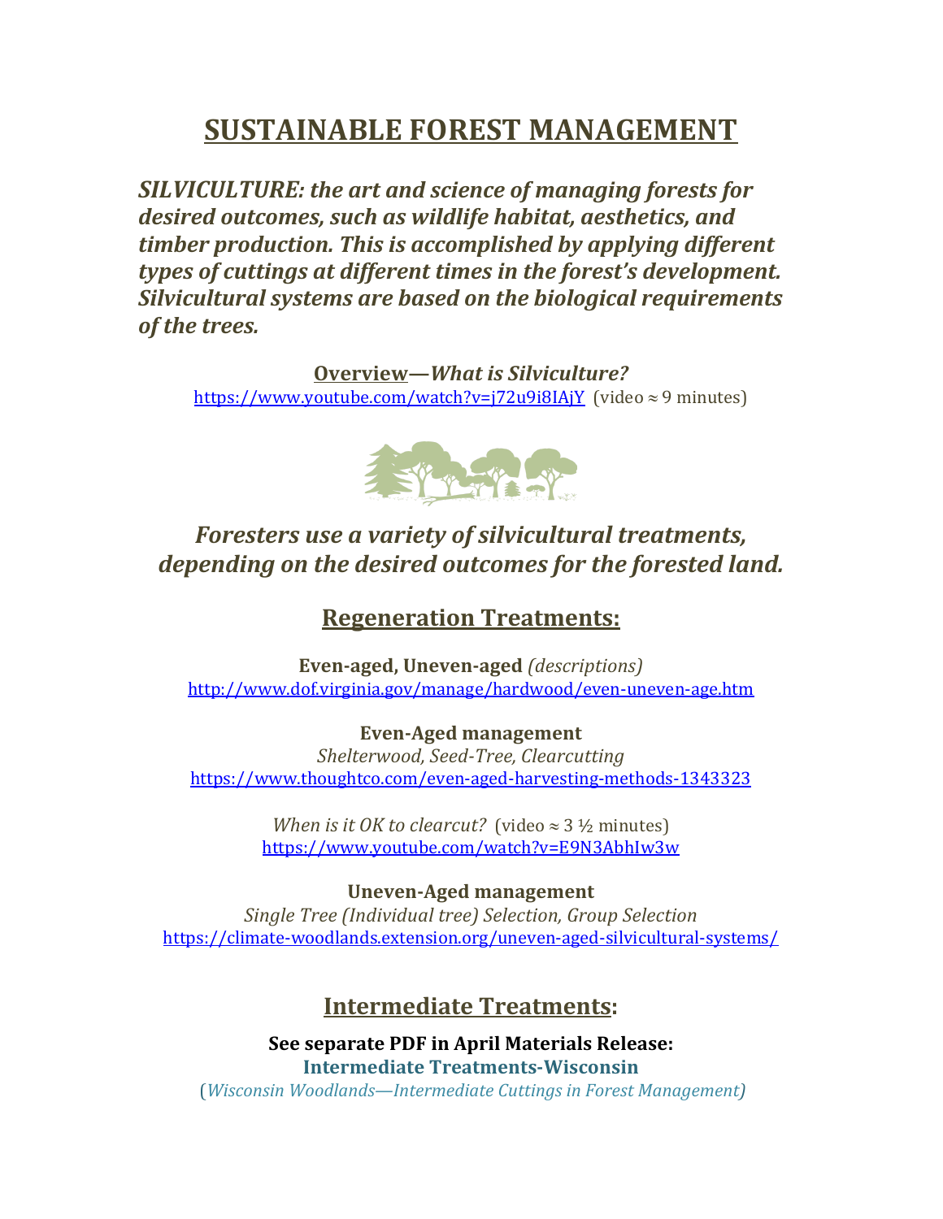# SUSTAINABLE FOREST MANAGEMENT

***SILVICULTURE: the art and science of managing forests for desired outcomes, such as wildlife habitat, aesthetics, and timber production. This is accomplished by applying different types of cuttings at different times in the forest's development. Silvicultural systems are based on the biological requirements of the trees.***

**Overview—*What is Silviculture?***
https://www.youtube.com/watch?v=j72u9i8IAjY (video ≈ 9 minutes)

## *Foresters use a variety of silvicultural treatments, depending on the desired outcomes for the forested land.*

## Regeneration Treatments:

**Even-aged, Uneven-aged** *(descriptions)*
http://www.dof.virginia.gov/manage/hardwood/even-uneven-age.htm

**Even-Aged management**
*Shelterwood, Seed-Tree, Clearcutting*
https://www.thoughtco.com/even-aged-harvesting-methods-1343323

*When is it OK to clearcut?* (video ≈ 3 ½ minutes)
https://www.youtube.com/watch?v=E9N3AbhIw3w

**Uneven-Aged management**
*Single Tree (Individual tree) Selection, Group Selection*
https://climate-woodlands.extension.org/uneven-aged-silvicultural-systems/

## Intermediate Treatments:

**See separate PDF in April Materials Release:**
**Intermediate Treatments-Wisconsin**
(*Wisconsin Woodlands—Intermediate Cuttings in Forest Management)*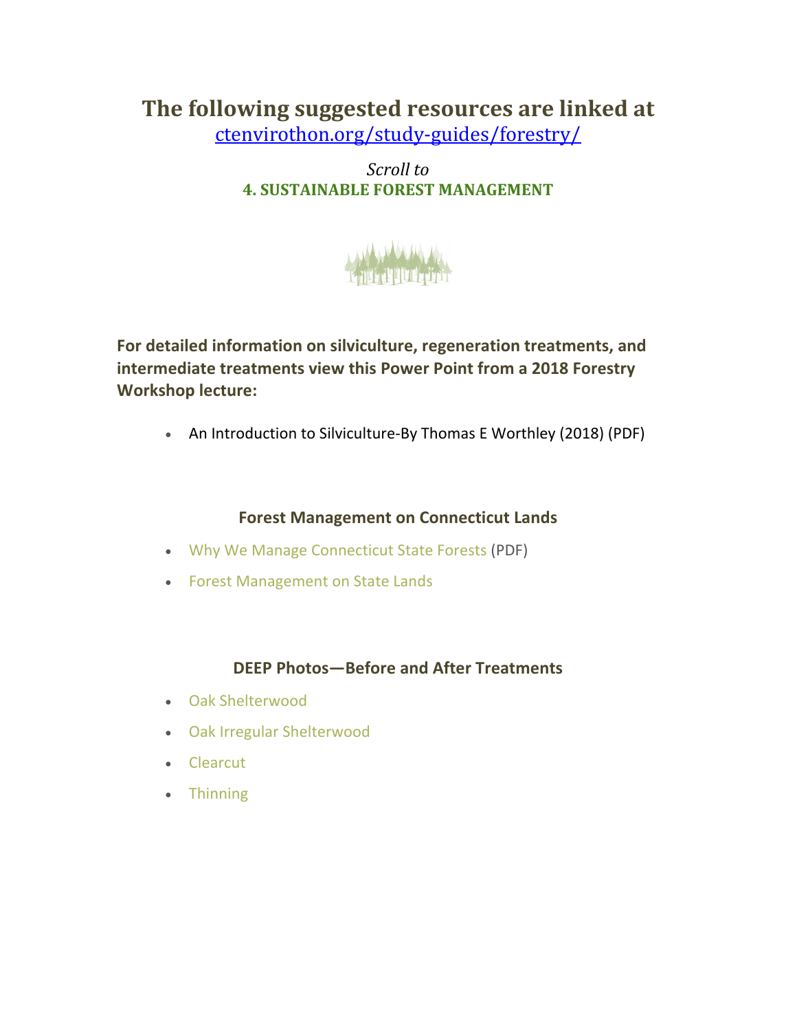# The following suggested resources are linked at

[ctenvirothon.org/study-guides/forestry/](ctenvirothon.org/study-guides/forestry/)

*Scroll to*

**4. SUSTAINABLE FOREST MANAGEMENT**

**For detailed information on silviculture, regeneration treatments, and intermediate treatments view this Power Point from a 2018 Forestry Workshop lecture:**

- An Introduction to Silviculture-By Thomas E Worthley (2018) (PDF)

### Forest Management on Connecticut Lands

- Why We Manage Connecticut State Forests (PDF)
- Forest Management on State Lands

### DEEP Photos—Before and After Treatments

- Oak Shelterwood
- Oak Irregular Shelterwood
- Clearcut
- Thinning